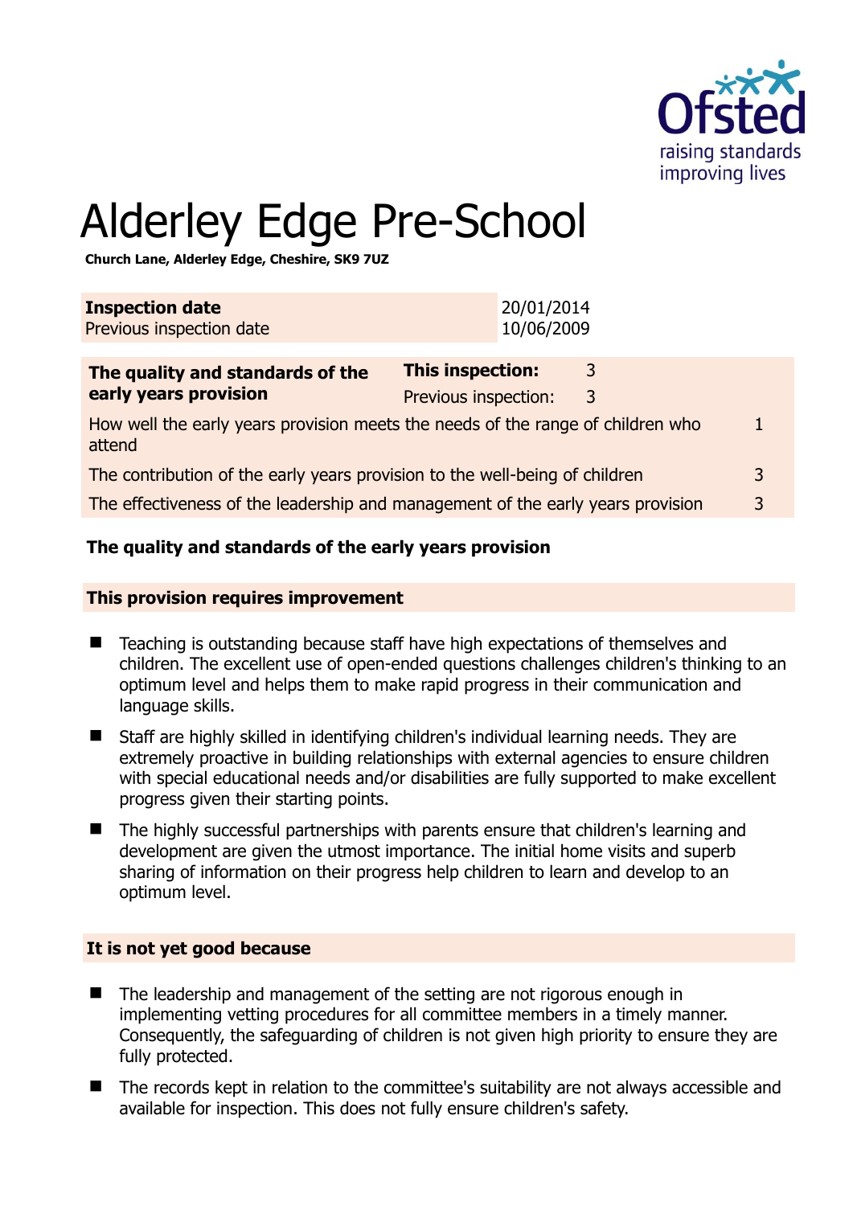# Alderley Edge Pre-School

**Church Lane, Alderley Edge, Cheshire, SK9 7UZ**

| **Inspection date** | 20/01/2014 |
| --- | --- |
| Previous inspection date | 10/06/2009 |

| **The quality and standards of the early years provision** | **This inspection:** | 3 |
| --- | --- | --- |
| | Previous inspection: | 3 |
| How well the early years provision meets the needs of the range of children who attend | | 1 |
| The contribution of the early years provision to the well-being of children | | 3 |
| The effectiveness of the leadership and management of the early years provision | | 3 |

### The quality and standards of the early years provision

#### This provision requires improvement

- Teaching is outstanding because staff have high expectations of themselves and children. The excellent use of open-ended questions challenges children's thinking to an optimum level and helps them to make rapid progress in their communication and language skills.
- Staff are highly skilled in identifying children's individual learning needs. They are extremely proactive in building relationships with external agencies to ensure children with special educational needs and/or disabilities are fully supported to make excellent progress given their starting points.
- The highly successful partnerships with parents ensure that children's learning and development are given the utmost importance. The initial home visits and superb sharing of information on their progress help children to learn and develop to an optimum level.

#### It is not yet good because

- The leadership and management of the setting are not rigorous enough in implementing vetting procedures for all committee members in a timely manner. Consequently, the safeguarding of children is not given high priority to ensure they are fully protected.
- The records kept in relation to the committee's suitability are not always accessible and available for inspection. This does not fully ensure children's safety.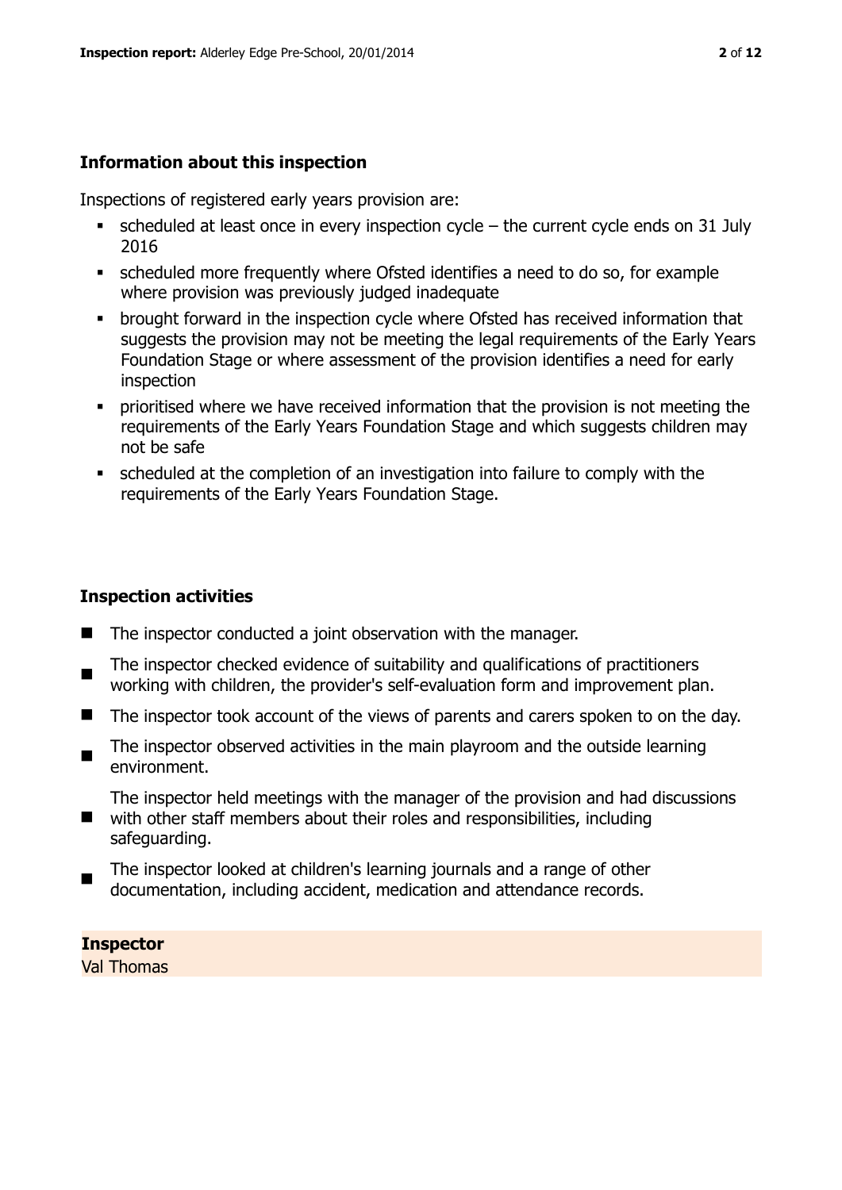### Information about this inspection

Inspections of registered early years provision are:

- scheduled at least once in every inspection cycle – the current cycle ends on 31 July 2016
- scheduled more frequently where Ofsted identifies a need to do so, for example where provision was previously judged inadequate
- brought forward in the inspection cycle where Ofsted has received information that suggests the provision may not be meeting the legal requirements of the Early Years Foundation Stage or where assessment of the provision identifies a need for early inspection
- prioritised where we have received information that the provision is not meeting the requirements of the Early Years Foundation Stage and which suggests children may not be safe
- scheduled at the completion of an investigation into failure to comply with the requirements of the Early Years Foundation Stage.

### Inspection activities

- The inspector conducted a joint observation with the manager.
- The inspector checked evidence of suitability and qualifications of practitioners working with children, the provider's self-evaluation form and improvement plan.
- The inspector took account of the views of parents and carers spoken to on the day.
- The inspector observed activities in the main playroom and the outside learning environment.
- The inspector held meetings with the manager of the provision and had discussions with other staff members about their roles and responsibilities, including safeguarding.
- The inspector looked at children's learning journals and a range of other documentation, including accident, medication and attendance records.

**Inspector**

Val Thomas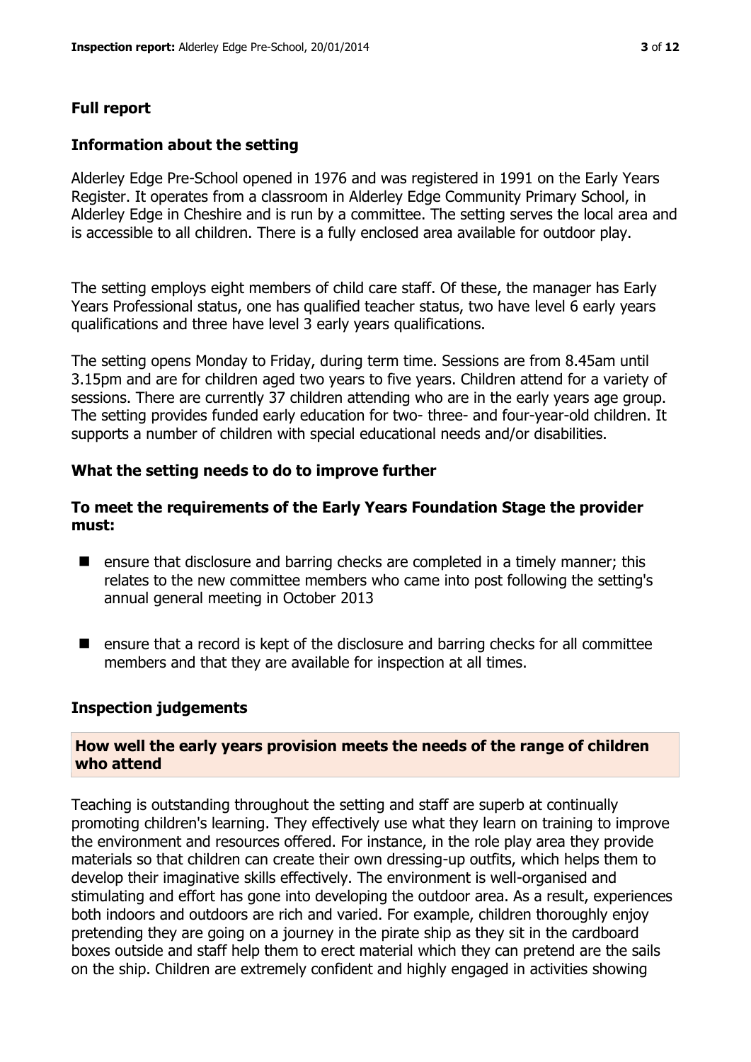## Full report

### Information about the setting

Alderley Edge Pre-School opened in 1976 and was registered in 1991 on the Early Years Register. It operates from a classroom in Alderley Edge Community Primary School, in Alderley Edge in Cheshire and is run by a committee. The setting serves the local area and is accessible to all children. There is a fully enclosed area available for outdoor play.

The setting employs eight members of child care staff. Of these, the manager has Early Years Professional status, one has qualified teacher status, two have level 6 early years qualifications and three have level 3 early years qualifications.

The setting opens Monday to Friday, during term time. Sessions are from 8.45am until 3.15pm and are for children aged two years to five years. Children attend for a variety of sessions. There are currently 37 children attending who are in the early years age group. The setting provides funded early education for two- three- and four-year-old children. It supports a number of children with special educational needs and/or disabilities.

### What the setting needs to do to improve further

#### To meet the requirements of the Early Years Foundation Stage the provider must:

- ensure that disclosure and barring checks are completed in a timely manner; this relates to the new committee members who came into post following the setting's annual general meeting in October 2013
- ensure that a record is kept of the disclosure and barring checks for all committee members and that they are available for inspection at all times.

### Inspection judgements

#### How well the early years provision meets the needs of the range of children who attend

Teaching is outstanding throughout the setting and staff are superb at continually promoting children's learning. They effectively use what they learn on training to improve the environment and resources offered. For instance, in the role play area they provide materials so that children can create their own dressing-up outfits, which helps them to develop their imaginative skills effectively. The environment is well-organised and stimulating and effort has gone into developing the outdoor area. As a result, experiences both indoors and outdoors are rich and varied. For example, children thoroughly enjoy pretending they are going on a journey in the pirate ship as they sit in the cardboard boxes outside and staff help them to erect material which they can pretend are the sails on the ship. Children are extremely confident and highly engaged in activities showing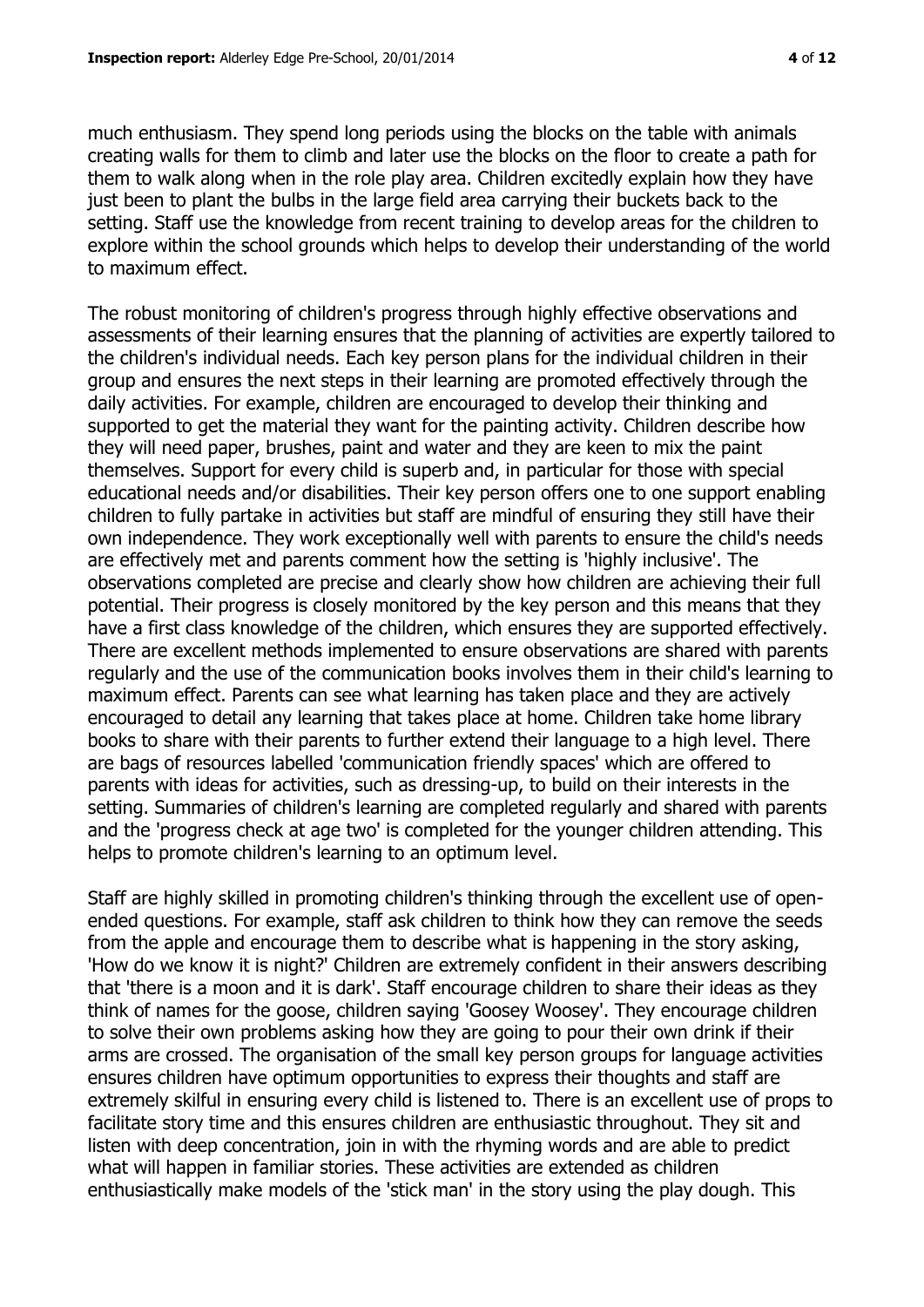much enthusiasm. They spend long periods using the blocks on the table with animals creating walls for them to climb and later use the blocks on the floor to create a path for them to walk along when in the role play area. Children excitedly explain how they have just been to plant the bulbs in the large field area carrying their buckets back to the setting. Staff use the knowledge from recent training to develop areas for the children to explore within the school grounds which helps to develop their understanding of the world to maximum effect.

The robust monitoring of children's progress through highly effective observations and assessments of their learning ensures that the planning of activities are expertly tailored to the children's individual needs. Each key person plans for the individual children in their group and ensures the next steps in their learning are promoted effectively through the daily activities. For example, children are encouraged to develop their thinking and supported to get the material they want for the painting activity. Children describe how they will need paper, brushes, paint and water and they are keen to mix the paint themselves. Support for every child is superb and, in particular for those with special educational needs and/or disabilities. Their key person offers one to one support enabling children to fully partake in activities but staff are mindful of ensuring they still have their own independence. They work exceptionally well with parents to ensure the child's needs are effectively met and parents comment how the setting is 'highly inclusive'. The observations completed are precise and clearly show how children are achieving their full potential. Their progress is closely monitored by the key person and this means that they have a first class knowledge of the children, which ensures they are supported effectively. There are excellent methods implemented to ensure observations are shared with parents regularly and the use of the communication books involves them in their child's learning to maximum effect. Parents can see what learning has taken place and they are actively encouraged to detail any learning that takes place at home. Children take home library books to share with their parents to further extend their language to a high level. There are bags of resources labelled 'communication friendly spaces' which are offered to parents with ideas for activities, such as dressing-up, to build on their interests in the setting. Summaries of children's learning are completed regularly and shared with parents and the 'progress check at age two' is completed for the younger children attending. This helps to promote children's learning to an optimum level.

Staff are highly skilled in promoting children's thinking through the excellent use of open-ended questions. For example, staff ask children to think how they can remove the seeds from the apple and encourage them to describe what is happening in the story asking, 'How do we know it is night?' Children are extremely confident in their answers describing that 'there is a moon and it is dark'. Staff encourage children to share their ideas as they think of names for the goose, children saying 'Goosey Woosey'. They encourage children to solve their own problems asking how they are going to pour their own drink if their arms are crossed. The organisation of the small key person groups for language activities ensures children have optimum opportunities to express their thoughts and staff are extremely skilful in ensuring every child is listened to. There is an excellent use of props to facilitate story time and this ensures children are enthusiastic throughout. They sit and listen with deep concentration, join in with the rhyming words and are able to predict what will happen in familiar stories. These activities are extended as children enthusiastically make models of the 'stick man' in the story using the play dough. This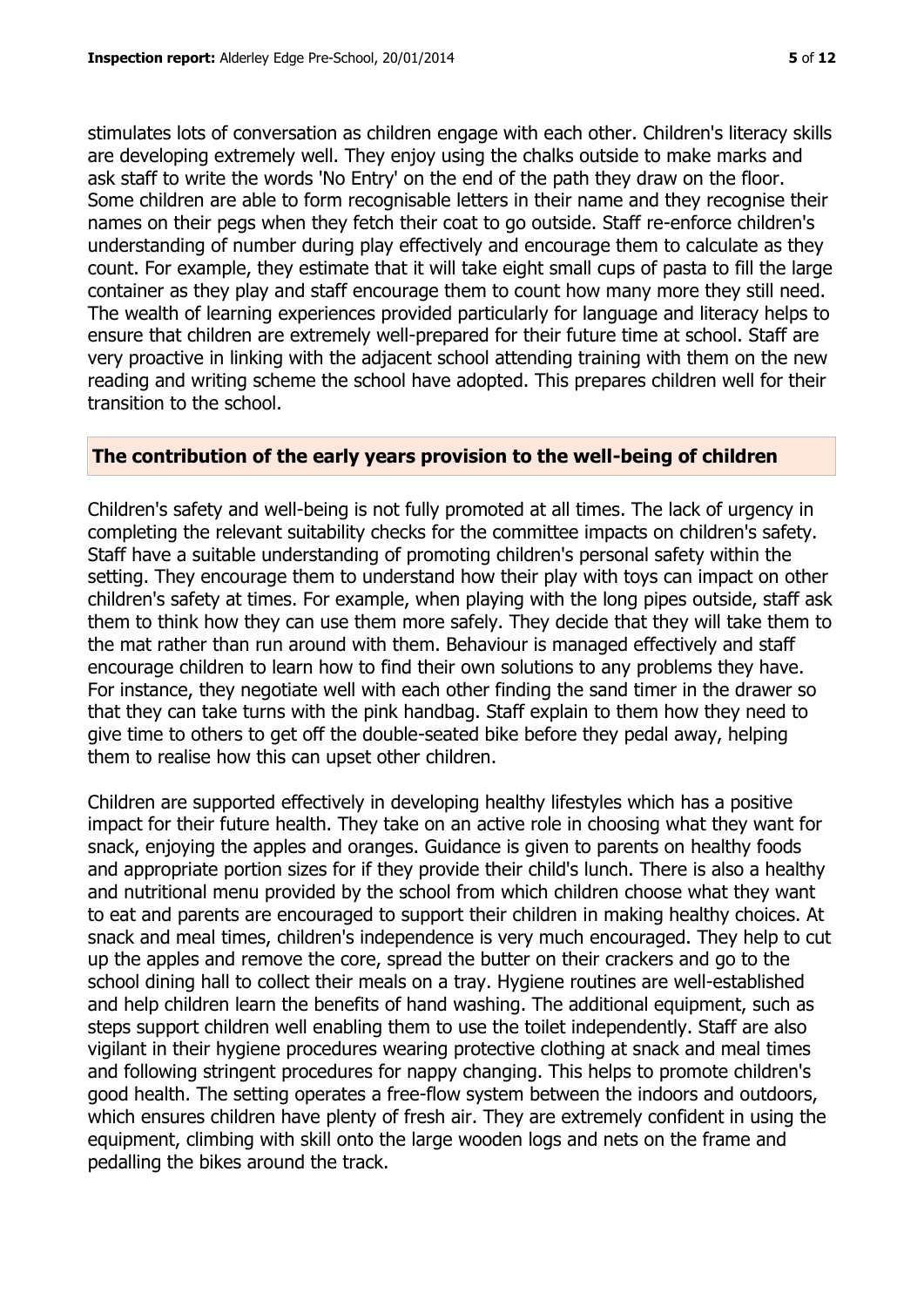stimulates lots of conversation as children engage with each other. Children's literacy skills are developing extremely well. They enjoy using the chalks outside to make marks and ask staff to write the words 'No Entry' on the end of the path they draw on the floor. Some children are able to form recognisable letters in their name and they recognise their names on their pegs when they fetch their coat to go outside. Staff re-enforce children's understanding of number during play effectively and encourage them to calculate as they count. For example, they estimate that it will take eight small cups of pasta to fill the large container as they play and staff encourage them to count how many more they still need. The wealth of learning experiences provided particularly for language and literacy helps to ensure that children are extremely well-prepared for their future time at school. Staff are very proactive in linking with the adjacent school attending training with them on the new reading and writing scheme the school have adopted. This prepares children well for their transition to the school.

## The contribution of the early years provision to the well-being of children

Children's safety and well-being is not fully promoted at all times. The lack of urgency in completing the relevant suitability checks for the committee impacts on children's safety. Staff have a suitable understanding of promoting children's personal safety within the setting. They encourage them to understand how their play with toys can impact on other children's safety at times. For example, when playing with the long pipes outside, staff ask them to think how they can use them more safely. They decide that they will take them to the mat rather than run around with them. Behaviour is managed effectively and staff encourage children to learn how to find their own solutions to any problems they have. For instance, they negotiate well with each other finding the sand timer in the drawer so that they can take turns with the pink handbag. Staff explain to them how they need to give time to others to get off the double-seated bike before they pedal away, helping them to realise how this can upset other children.

Children are supported effectively in developing healthy lifestyles which has a positive impact for their future health. They take on an active role in choosing what they want for snack, enjoying the apples and oranges. Guidance is given to parents on healthy foods and appropriate portion sizes for if they provide their child's lunch. There is also a healthy and nutritional menu provided by the school from which children choose what they want to eat and parents are encouraged to support their children in making healthy choices. At snack and meal times, children's independence is very much encouraged. They help to cut up the apples and remove the core, spread the butter on their crackers and go to the school dining hall to collect their meals on a tray. Hygiene routines are well-established and help children learn the benefits of hand washing. The additional equipment, such as steps support children well enabling them to use the toilet independently. Staff are also vigilant in their hygiene procedures wearing protective clothing at snack and meal times and following stringent procedures for nappy changing. This helps to promote children's good health. The setting operates a free-flow system between the indoors and outdoors, which ensures children have plenty of fresh air. They are extremely confident in using the equipment, climbing with skill onto the large wooden logs and nets on the frame and pedalling the bikes around the track.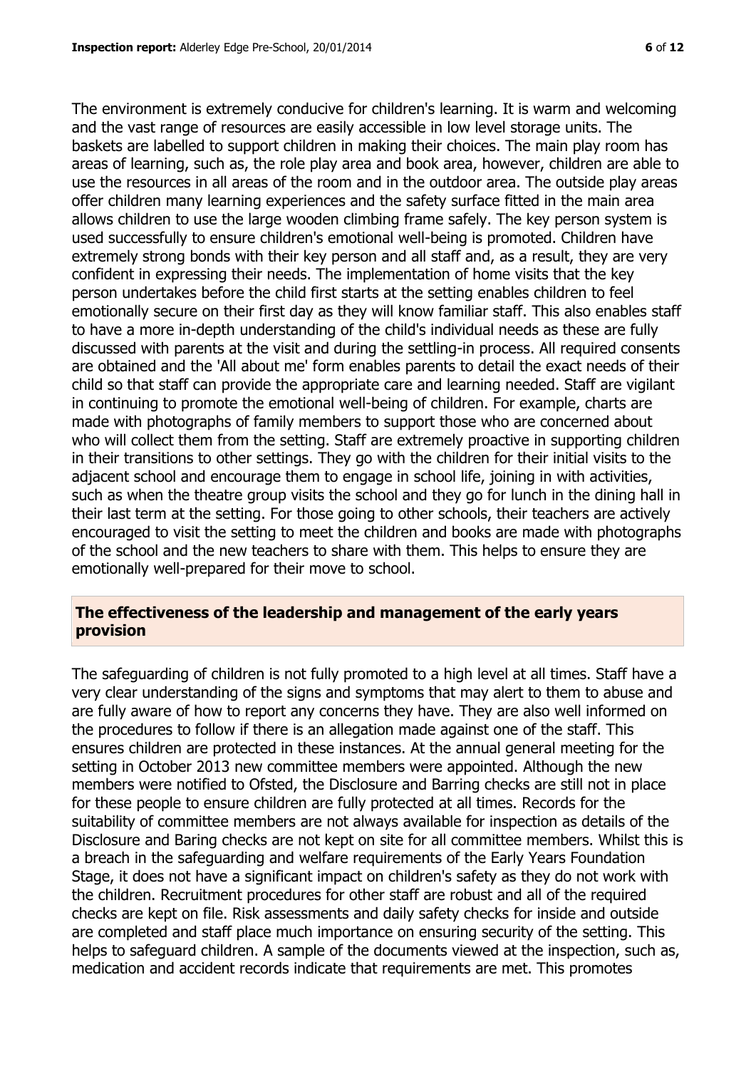The environment is extremely conducive for children's learning. It is warm and welcoming and the vast range of resources are easily accessible in low level storage units. The baskets are labelled to support children in making their choices. The main play room has areas of learning, such as, the role play area and book area, however, children are able to use the resources in all areas of the room and in the outdoor area. The outside play areas offer children many learning experiences and the safety surface fitted in the main area allows children to use the large wooden climbing frame safely. The key person system is used successfully to ensure children's emotional well-being is promoted. Children have extremely strong bonds with their key person and all staff and, as a result, they are very confident in expressing their needs. The implementation of home visits that the key person undertakes before the child first starts at the setting enables children to feel emotionally secure on their first day as they will know familiar staff. This also enables staff to have a more in-depth understanding of the child's individual needs as these are fully discussed with parents at the visit and during the settling-in process. All required consents are obtained and the 'All about me' form enables parents to detail the exact needs of their child so that staff can provide the appropriate care and learning needed. Staff are vigilant in continuing to promote the emotional well-being of children. For example, charts are made with photographs of family members to support those who are concerned about who will collect them from the setting. Staff are extremely proactive in supporting children in their transitions to other settings. They go with the children for their initial visits to the adjacent school and encourage them to engage in school life, joining in with activities, such as when the theatre group visits the school and they go for lunch in the dining hall in their last term at the setting. For those going to other schools, their teachers are actively encouraged to visit the setting to meet the children and books are made with photographs of the school and the new teachers to share with them. This helps to ensure they are emotionally well-prepared for their move to school.

## The effectiveness of the leadership and management of the early years provision

The safeguarding of children is not fully promoted to a high level at all times. Staff have a very clear understanding of the signs and symptoms that may alert to them to abuse and are fully aware of how to report any concerns they have. They are also well informed on the procedures to follow if there is an allegation made against one of the staff. This ensures children are protected in these instances. At the annual general meeting for the setting in October 2013 new committee members were appointed. Although the new members were notified to Ofsted, the Disclosure and Barring checks are still not in place for these people to ensure children are fully protected at all times. Records for the suitability of committee members are not always available for inspection as details of the Disclosure and Baring checks are not kept on site for all committee members. Whilst this is a breach in the safeguarding and welfare requirements of the Early Years Foundation Stage, it does not have a significant impact on children's safety as they do not work with the children. Recruitment procedures for other staff are robust and all of the required checks are kept on file. Risk assessments and daily safety checks for inside and outside are completed and staff place much importance on ensuring security of the setting. This helps to safeguard children. A sample of the documents viewed at the inspection, such as, medication and accident records indicate that requirements are met. This promotes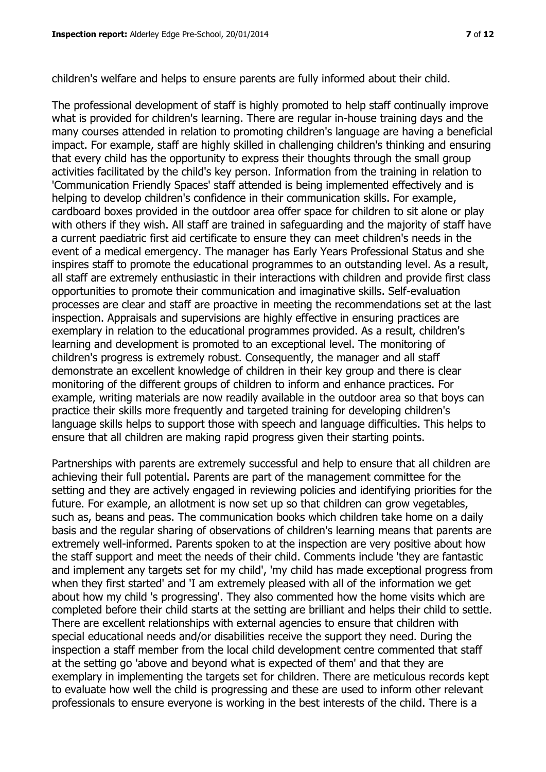children's welfare and helps to ensure parents are fully informed about their child.

The professional development of staff is highly promoted to help staff continually improve what is provided for children's learning. There are regular in-house training days and the many courses attended in relation to promoting children's language are having a beneficial impact. For example, staff are highly skilled in challenging children's thinking and ensuring that every child has the opportunity to express their thoughts through the small group activities facilitated by the child's key person. Information from the training in relation to 'Communication Friendly Spaces' staff attended is being implemented effectively and is helping to develop children's confidence in their communication skills. For example, cardboard boxes provided in the outdoor area offer space for children to sit alone or play with others if they wish. All staff are trained in safeguarding and the majority of staff have a current paediatric first aid certificate to ensure they can meet children's needs in the event of a medical emergency. The manager has Early Years Professional Status and she inspires staff to promote the educational programmes to an outstanding level. As a result, all staff are extremely enthusiastic in their interactions with children and provide first class opportunities to promote their communication and imaginative skills. Self-evaluation processes are clear and staff are proactive in meeting the recommendations set at the last inspection. Appraisals and supervisions are highly effective in ensuring practices are exemplary in relation to the educational programmes provided. As a result, children's learning and development is promoted to an exceptional level. The monitoring of children's progress is extremely robust. Consequently, the manager and all staff demonstrate an excellent knowledge of children in their key group and there is clear monitoring of the different groups of children to inform and enhance practices. For example, writing materials are now readily available in the outdoor area so that boys can practice their skills more frequently and targeted training for developing children's language skills helps to support those with speech and language difficulties. This helps to ensure that all children are making rapid progress given their starting points.

Partnerships with parents are extremely successful and help to ensure that all children are achieving their full potential. Parents are part of the management committee for the setting and they are actively engaged in reviewing policies and identifying priorities for the future. For example, an allotment is now set up so that children can grow vegetables, such as, beans and peas. The communication books which children take home on a daily basis and the regular sharing of observations of children's learning means that parents are extremely well-informed. Parents spoken to at the inspection are very positive about how the staff support and meet the needs of their child. Comments include 'they are fantastic and implement any targets set for my child', 'my child has made exceptional progress from when they first started' and 'I am extremely pleased with all of the information we get about how my child 's progressing'. They also commented how the home visits which are completed before their child starts at the setting are brilliant and helps their child to settle. There are excellent relationships with external agencies to ensure that children with special educational needs and/or disabilities receive the support they need. During the inspection a staff member from the local child development centre commented that staff at the setting go 'above and beyond what is expected of them' and that they are exemplary in implementing the targets set for children. There are meticulous records kept to evaluate how well the child is progressing and these are used to inform other relevant professionals to ensure everyone is working in the best interests of the child. There is a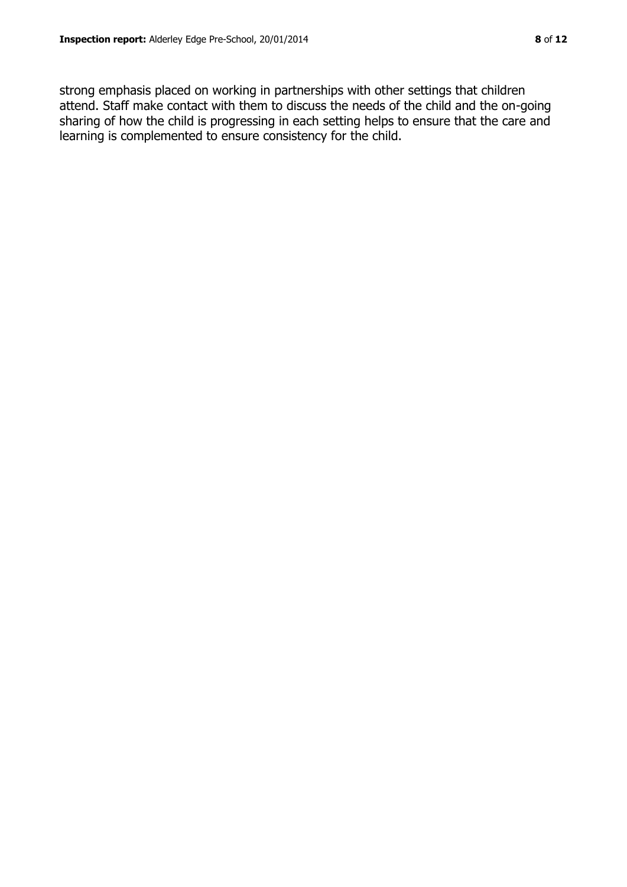strong emphasis placed on working in partnerships with other settings that children attend. Staff make contact with them to discuss the needs of the child and the on-going sharing of how the child is progressing in each setting helps to ensure that the care and learning is complemented to ensure consistency for the child.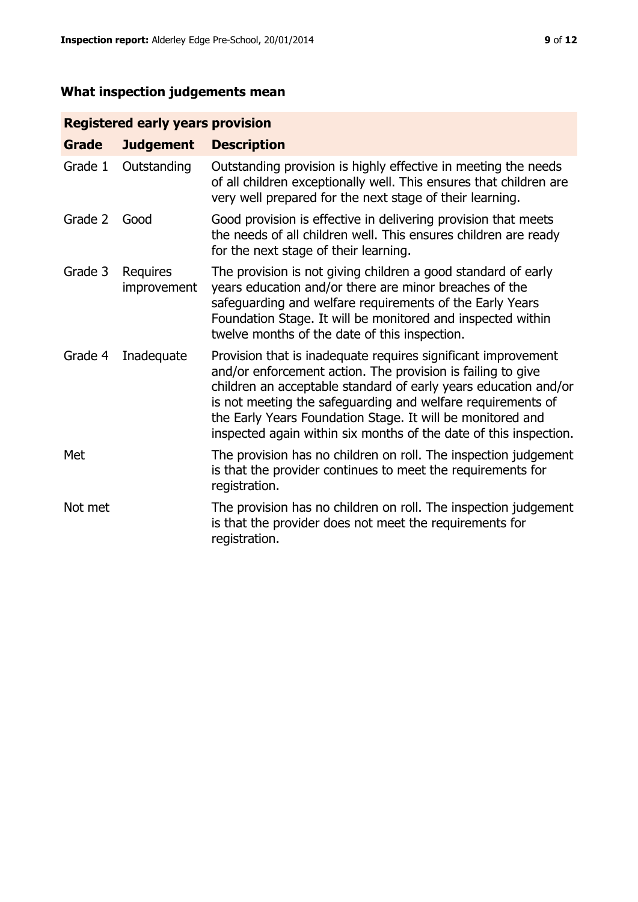## What inspection judgements mean

| Registered early years provision | | |
|---|---|---|
| **Grade** | **Judgement** | **Description** |
| Grade 1 | Outstanding | Outstanding provision is highly effective in meeting the needs of all children exceptionally well. This ensures that children are very well prepared for the next stage of their learning. |
| Grade 2 | Good | Good provision is effective in delivering provision that meets the needs of all children well. This ensures children are ready for the next stage of their learning. |
| Grade 3 | Requires improvement | The provision is not giving children a good standard of early years education and/or there are minor breaches of the safeguarding and welfare requirements of the Early Years Foundation Stage. It will be monitored and inspected within twelve months of the date of this inspection. |
| Grade 4 | Inadequate | Provision that is inadequate requires significant improvement and/or enforcement action. The provision is failing to give children an acceptable standard of early years education and/or is not meeting the safeguarding and welfare requirements of the Early Years Foundation Stage. It will be monitored and inspected again within six months of the date of this inspection. |
| Met | | The provision has no children on roll. The inspection judgement is that the provider continues to meet the requirements for registration. |
| Not met | | The provision has no children on roll. The inspection judgement is that the provider does not meet the requirements for registration. |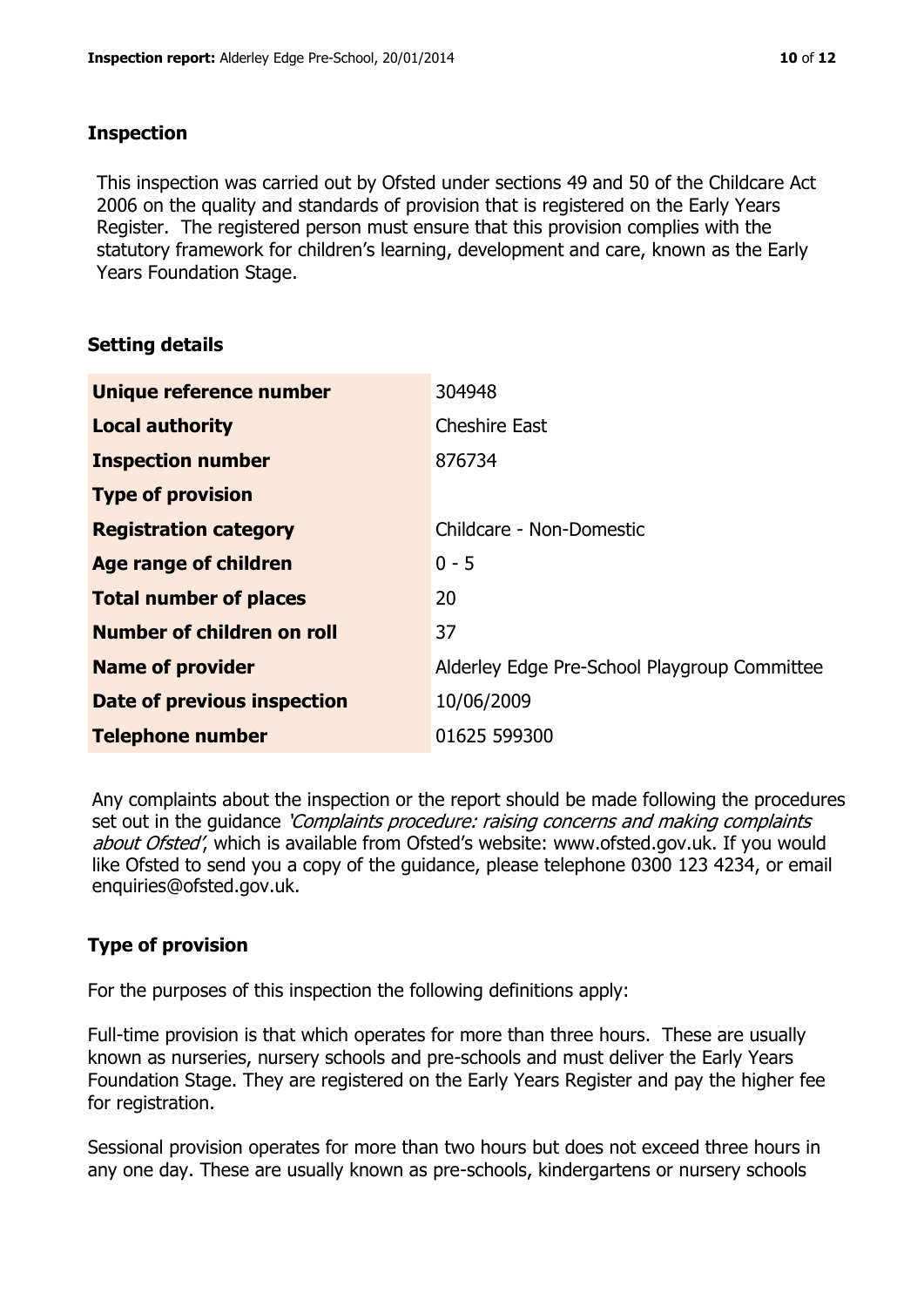## Inspection

This inspection was carried out by Ofsted under sections 49 and 50 of the Childcare Act 2006 on the quality and standards of provision that is registered on the Early Years Register. The registered person must ensure that this provision complies with the statutory framework for children's learning, development and care, known as the Early Years Foundation Stage.

## Setting details

| | |
|---|---|
| **Unique reference number** | 304948 |
| **Local authority** | Cheshire East |
| **Inspection number** | 876734 |
| **Type of provision** | |
| **Registration category** | Childcare - Non-Domestic |
| **Age range of children** | 0 - 5 |
| **Total number of places** | 20 |
| **Number of children on roll** | 37 |
| **Name of provider** | Alderley Edge Pre-School Playgroup Committee |
| **Date of previous inspection** | 10/06/2009 |
| **Telephone number** | 01625 599300 |

Any complaints about the inspection or the report should be made following the procedures set out in the guidance *'Complaints procedure: raising concerns and making complaints about Ofsted'*, which is available from Ofsted's website: www.ofsted.gov.uk. If you would like Ofsted to send you a copy of the guidance, please telephone 0300 123 4234, or email enquiries@ofsted.gov.uk.

## Type of provision

For the purposes of this inspection the following definitions apply:

Full-time provision is that which operates for more than three hours. These are usually known as nurseries, nursery schools and pre-schools and must deliver the Early Years Foundation Stage. They are registered on the Early Years Register and pay the higher fee for registration.

Sessional provision operates for more than two hours but does not exceed three hours in any one day. These are usually known as pre-schools, kindergartens or nursery schools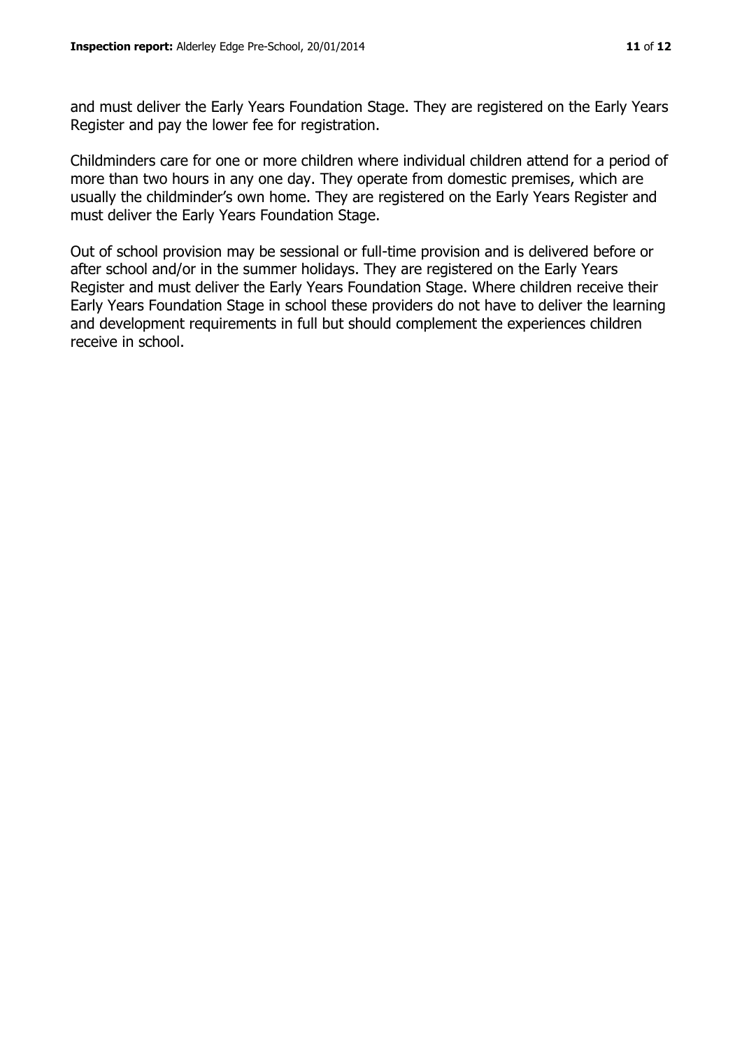and must deliver the Early Years Foundation Stage. They are registered on the Early Years Register and pay the lower fee for registration.

Childminders care for one or more children where individual children attend for a period of more than two hours in any one day. They operate from domestic premises, which are usually the childminder's own home. They are registered on the Early Years Register and must deliver the Early Years Foundation Stage.

Out of school provision may be sessional or full-time provision and is delivered before or after school and/or in the summer holidays. They are registered on the Early Years Register and must deliver the Early Years Foundation Stage. Where children receive their Early Years Foundation Stage in school these providers do not have to deliver the learning and development requirements in full but should complement the experiences children receive in school.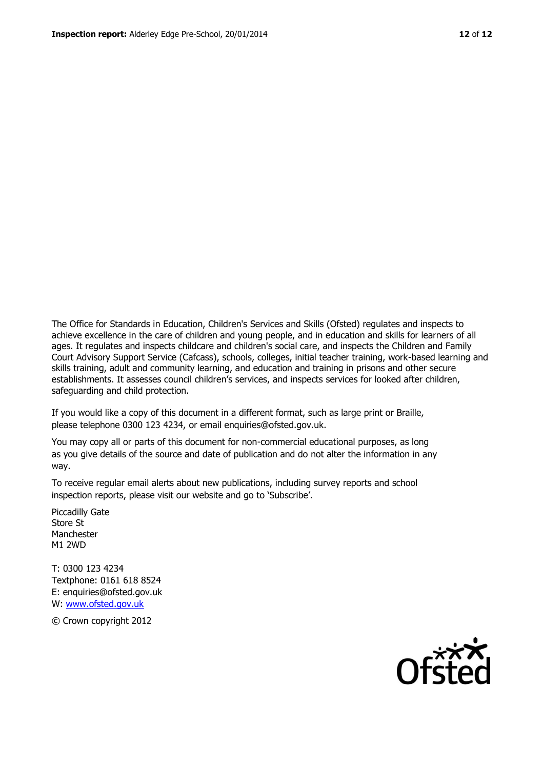The Office for Standards in Education, Children's Services and Skills (Ofsted) regulates and inspects to achieve excellence in the care of children and young people, and in education and skills for learners of all ages. It regulates and inspects childcare and children's social care, and inspects the Children and Family Court Advisory Support Service (Cafcass), schools, colleges, initial teacher training, work-based learning and skills training, adult and community learning, and education and training in prisons and other secure establishments. It assesses council children's services, and inspects services for looked after children, safeguarding and child protection.

If you would like a copy of this document in a different format, such as large print or Braille, please telephone 0300 123 4234, or email enquiries@ofsted.gov.uk.

You may copy all or parts of this document for non-commercial educational purposes, as long as you give details of the source and date of publication and do not alter the information in any way.

To receive regular email alerts about new publications, including survey reports and school inspection reports, please visit our website and go to 'Subscribe'.

Piccadilly Gate
Store St
Manchester
M1 2WD

T: 0300 123 4234
Textphone: 0161 618 8524
E: enquiries@ofsted.gov.uk
W: www.ofsted.gov.uk

© Crown copyright 2012

Ofsted